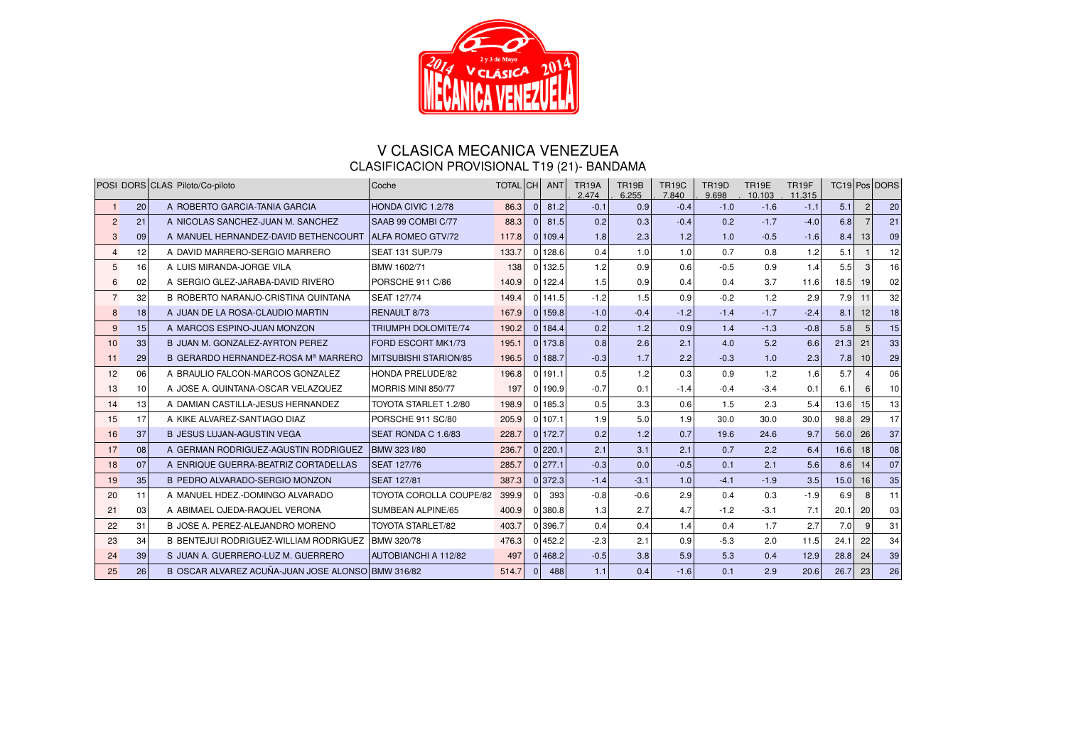# V CLASICA MECANICA VENEZUEA

## CLASIFICACION PROVISIONAL T19 (21)- BANDAMA

| POSI | DORS | CLAS | Piloto/Co-piloto | Coche | TOTAL | CH | ANT | TR19A . 2.474 | TR19B . 6.255 | TR19C . 7.840 | TR19D . 9.698 | TR19E . 10.103 | TR19F . 11.315 | TC19 | Pos | DORS |
|---|---|---|---|---|---|---|---|---|---|---|---|---|---|---|---|---|
| 1 | 20 | A | ROBERTO GARCIA-TANIA GARCIA | HONDA CIVIC 1.2/78 | 86.3 | 0 | 81.2 | -0.1 | 0.9 | -0.4 | -1.0 | -1.6 | -1.1 | 5.1 | 2 | 20 |
| 2 | 21 | A | NICOLAS SANCHEZ-JUAN M. SANCHEZ | SAAB 99 COMBI C/77 | 88.3 | 0 | 81.5 | 0.2 | 0.3 | -0.4 | 0.2 | -1.7 | -4.0 | 6.8 | 7 | 21 |
| 3 | 09 | A | MANUEL HERNANDEZ-DAVID BETHENCOURT | ALFA ROMEO GTV/72 | 117.8 | 0 | 109.4 | 1.8 | 2.3 | 1.2 | 1.0 | -0.5 | -1.6 | 8.4 | 13 | 09 |
| 4 | 12 | A | DAVID MARRERO-SERGIO MARRERO | SEAT 131 SUP/79 | 133.7 | 0 | 128.6 | 0.4 | 1.0 | 1.0 | 0.7 | 0.8 | 1.2 | 5.1 | 1 | 12 |
| 5 | 16 | A | LUIS MIRANDA-JORGE VILA | BMW 1602/71 | 138 | 0 | 132.5 | 1.2 | 0.9 | 0.6 | -0.5 | 0.9 | 1.4 | 5.5 | 3 | 16 |
| 6 | 02 | A | SERGIO GLEZ-JARABA-DAVID RIVERO | PORSCHE 911 C/86 | 140.9 | 0 | 122.4 | 1.5 | 0.9 | 0.4 | 0.4 | 3.7 | 11.6 | 18.5 | 19 | 02 |
| 7 | 32 | B | ROBERTO NARANJO-CRISTINA QUINTANA | SEAT 127/74 | 149.4 | 0 | 141.5 | -1.2 | 1.5 | 0.9 | -0.2 | 1.2 | 2.9 | 7.9 | 11 | 32 |
| 8 | 18 | A | JUAN DE LA ROSA-CLAUDIO MARTIN | RENAULT 8/73 | 167.9 | 0 | 159.8 | -1.0 | -0.4 | -1.2 | -1.4 | -1.7 | -2.4 | 8.1 | 12 | 18 |
| 9 | 15 | A | MARCOS ESPINO-JUAN MONZON | TRIUMPH DOLOMITE/74 | 190.2 | 0 | 184.4 | 0.2 | 1.2 | 0.9 | 1.4 | -1.3 | -0.8 | 5.8 | 5 | 15 |
| 10 | 33 | B | JUAN M. GONZALEZ-AYRTON PEREZ | FORD ESCORT MK1/73 | 195.1 | 0 | 173.8 | 0.8 | 2.6 | 2.1 | 4.0 | 5.2 | 6.6 | 21.3 | 21 | 33 |
| 11 | 29 | B | GERARDO HERNANDEZ-ROSA Mª MARRERO | MITSUBISHI STARION/85 | 196.5 | 0 | 188.7 | -0.3 | 1.7 | 2.2 | -0.3 | 1.0 | 2.3 | 7.8 | 10 | 29 |
| 12 | 06 | A | BRAULIO FALCON-MARCOS GONZALEZ | HONDA PRELUDE/82 | 196.8 | 0 | 191.1 | 0.5 | 1.2 | 0.3 | 0.9 | 1.2 | 1.6 | 5.7 | 4 | 06 |
| 13 | 10 | A | JOSE A. QUINTANA-OSCAR VELAZQUEZ | MORRIS MINI 850/77 | 197 | 0 | 190.9 | -0.7 | 0.1 | -1.4 | -0.4 | -3.4 | 0.1 | 6.1 | 6 | 10 |
| 14 | 13 | A | DAMIAN CASTILLA-JESUS HERNANDEZ | TOYOTA STARLET 1.2/80 | 198.9 | 0 | 185.3 | 0.5 | 3.3 | 0.6 | 1.5 | 2.3 | 5.4 | 13.6 | 15 | 13 |
| 15 | 17 | A | KIKE ALVAREZ-SANTIAGO DIAZ | PORSCHE 911 SC/80 | 205.9 | 0 | 107.1 | 1.9 | 5.0 | 1.9 | 30.0 | 30.0 | 30.0 | 98.8 | 29 | 17 |
| 16 | 37 | B | JESUS LUJAN-AGUSTIN VEGA | SEAT RONDA C 1.6/83 | 228.7 | 0 | 172.7 | 0.2 | 1.2 | 0.7 | 19.6 | 24.6 | 9.7 | 56.0 | 26 | 37 |
| 17 | 08 | A | GERMAN RODRIGUEZ-AGUSTIN RODRIGUEZ | BMW 323 I/80 | 236.7 | 0 | 220.1 | 2.1 | 3.1 | 2.1 | 0.7 | 2.2 | 6.4 | 16.6 | 18 | 08 |
| 18 | 07 | A | ENRIQUE GUERRA-BEATRIZ CORTADELLAS | SEAT 127/76 | 285.7 | 0 | 277.1 | -0.3 | 0.0 | -0.5 | 0.1 | 2.1 | 5.6 | 8.6 | 14 | 07 |
| 19 | 35 | B | PEDRO ALVARADO-SERGIO MONZON | SEAT 127/81 | 387.3 | 0 | 372.3 | -1.4 | -3.1 | 1.0 | -4.1 | -1.9 | 3.5 | 15.0 | 16 | 35 |
| 20 | 11 | A | MANUEL HDEZ.-DOMINGO ALVARADO | TOYOTA COROLLA COUPE/82 | 399.9 | 0 | 393 | -0.8 | -0.6 | 2.9 | 0.4 | 0.3 | -1.9 | 6.9 | 8 | 11 |
| 21 | 03 | A | ABIMAEL OJEDA-RAQUEL VERONA | SUMBEAN ALPINE/65 | 400.9 | 0 | 380.8 | 1.3 | 2.7 | 4.7 | -1.2 | -3.1 | 7.1 | 20.1 | 20 | 03 |
| 22 | 31 | B | JOSE A. PEREZ-ALEJANDRO MORENO | TOYOTA STARLET/82 | 403.7 | 0 | 396.7 | 0.4 | 0.4 | 1.4 | 0.4 | 1.7 | 2.7 | 7.0 | 9 | 31 |
| 23 | 34 | B | BENTEJUI RODRIGUEZ-WILLIAM RODRIGUEZ | BMW 320/78 | 476.3 | 0 | 452.2 | -2.3 | 2.1 | 0.9 | -5.3 | 2.0 | 11.5 | 24.1 | 22 | 34 |
| 24 | 39 | S | JUAN A. GUERRERO-LUZ M. GUERRERO | AUTOBIANCHI A 112/82 | 497 | 0 | 468.2 | -0.5 | 3.8 | 5.9 | 5.3 | 0.4 | 12.9 | 28.8 | 24 | 39 |
| 25 | 26 | B | OSCAR ALVAREZ ACUÑA-JUAN JOSE ALONSO | BMW 316/82 | 514.7 | 0 | 488 | 1.1 | 0.4 | -1.6 | 0.1 | 2.9 | 20.6 | 26.7 | 23 | 26 |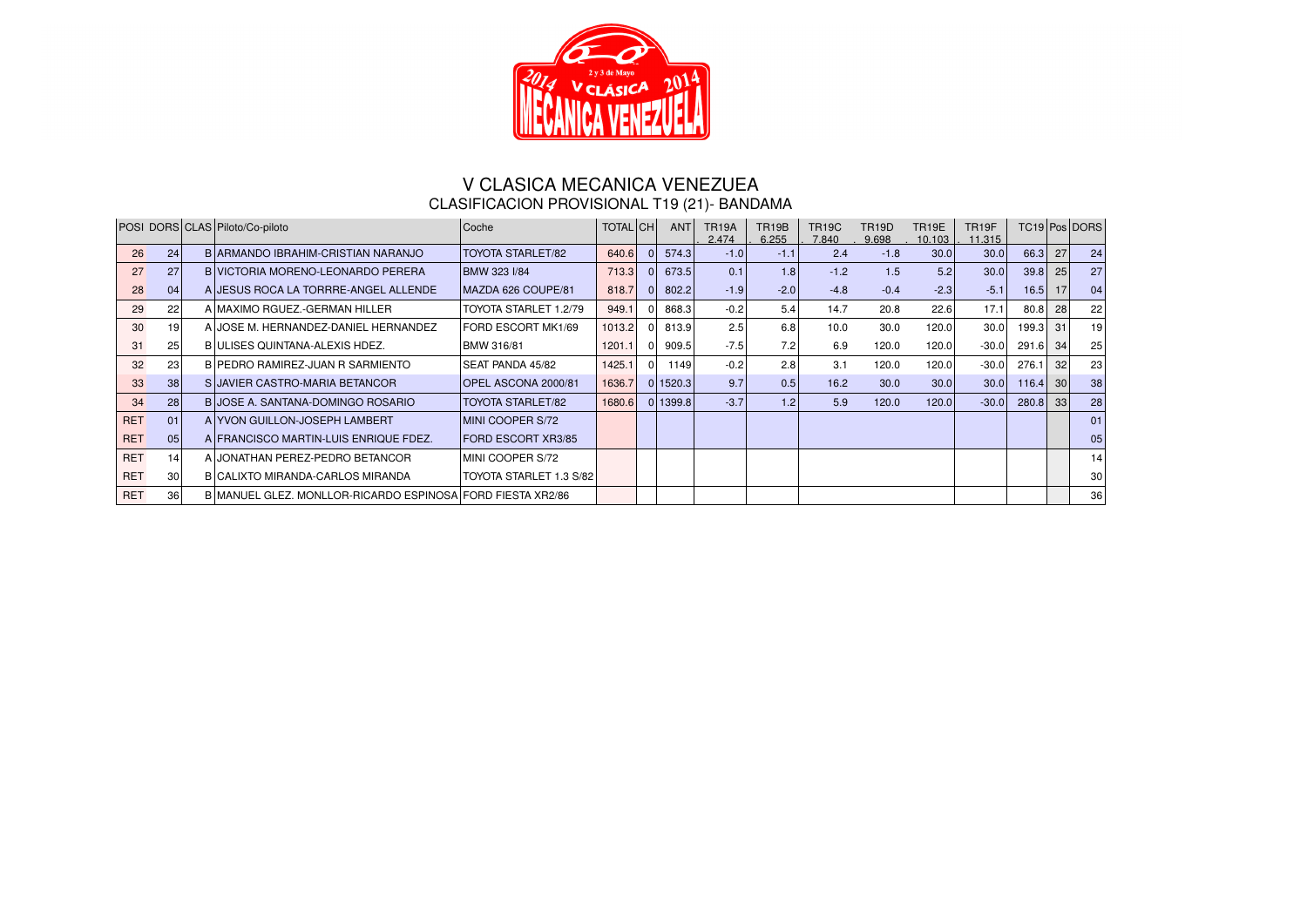# V CLASICA MECANICA VENEZUEA

## CLASIFICACION PROVISIONAL T19 (21)- BANDAMA

| POSI | DORS | CLAS | Piloto/Co-piloto | Coche | TOTAL | CH | ANT | TR19A . 2.474 | TR19B . 6.255 | TR19C . 7.840 | TR19D . 9.698 | TR19E . 10.103 | TR19F . 11.315 | TC19 | Pos | DORS |
|---|---|---|---|---|---|---|---|---|---|---|---|---|---|---|---|---|
| 26 | 24 | B | ARMANDO IBRAHIM-CRISTIAN NARANJO | TOYOTA STARLET/82 | 640.6 | 0 | 574.3 | -1.0 | -1.1 | 2.4 | -1.8 | 30.0 | 30.0 | 66.3 | 27 | 24 |
| 27 | 27 | B | VICTORIA MORENO-LEONARDO PERERA | BMW 323 I/84 | 713.3 | 0 | 673.5 | 0.1 | 1.8 | -1.2 | 1.5 | 5.2 | 30.0 | 39.8 | 25 | 27 |
| 28 | 04 | A | JESUS ROCA LA TORRRE-ANGEL ALLENDE | MAZDA 626 COUPE/81 | 818.7 | 0 | 802.2 | -1.9 | -2.0 | -4.8 | -0.4 | -2.3 | -5.1 | 16.5 | 17 | 04 |
| 29 | 22 | A | MAXIMO RGUEZ.-GERMAN HILLER | TOYOTA STARLET 1.2/79 | 949.1 | 0 | 868.3 | -0.2 | 5.4 | 14.7 | 20.8 | 22.6 | 17.1 | 80.8 | 28 | 22 |
| 30 | 19 | A | JOSE M. HERNANDEZ-DANIEL HERNANDEZ | FORD ESCORT MK1/69 | 1013.2 | 0 | 813.9 | 2.5 | 6.8 | 10.0 | 30.0 | 120.0 | 30.0 | 199.3 | 31 | 19 |
| 31 | 25 | B | ULISES QUINTANA-ALEXIS HDEZ. | BMW 316/81 | 1201.1 | 0 | 909.5 | -7.5 | 7.2 | 6.9 | 120.0 | 120.0 | -30.0 | 291.6 | 34 | 25 |
| 32 | 23 | B | PEDRO RAMIREZ-JUAN R SARMIENTO | SEAT PANDA 45/82 | 1425.1 | 0 | 1149 | -0.2 | 2.8 | 3.1 | 120.0 | 120.0 | -30.0 | 276.1 | 32 | 23 |
| 33 | 38 | S | JAVIER CASTRO-MARIA BETANCOR | OPEL ASCONA 2000/81 | 1636.7 | 0 | 1520.3 | 9.7 | 0.5 | 16.2 | 30.0 | 30.0 | 30.0 | 116.4 | 30 | 38 |
| 34 | 28 | B | JOSE A. SANTANA-DOMINGO ROSARIO | TOYOTA STARLET/82 | 1680.6 | 0 | 1399.8 | -3.7 | 1.2 | 5.9 | 120.0 | 120.0 | -30.0 | 280.8 | 33 | 28 |
| RET | 01 | A | YVON GUILLON-JOSEPH LAMBERT | MINI COOPER S/72 | | | | | | | | | | | | 01 |
| RET | 05 | A | FRANCISCO MARTIN-LUIS ENRIQUE FDEZ. | FORD ESCORT XR3/85 | | | | | | | | | | | | 05 |
| RET | 14 | A | JONATHAN PEREZ-PEDRO BETANCOR | MINI COOPER S/72 | | | | | | | | | | | | 14 |
| RET | 30 | B | CALIXTO MIRANDA-CARLOS MIRANDA | TOYOTA STARLET 1.3 S/82 | | | | | | | | | | | | 30 |
| RET | 36 | B | MANUEL GLEZ. MONLLOR-RICARDO ESPINOSA | FORD FIESTA XR2/86 | | | | | | | | | | | | 36 |